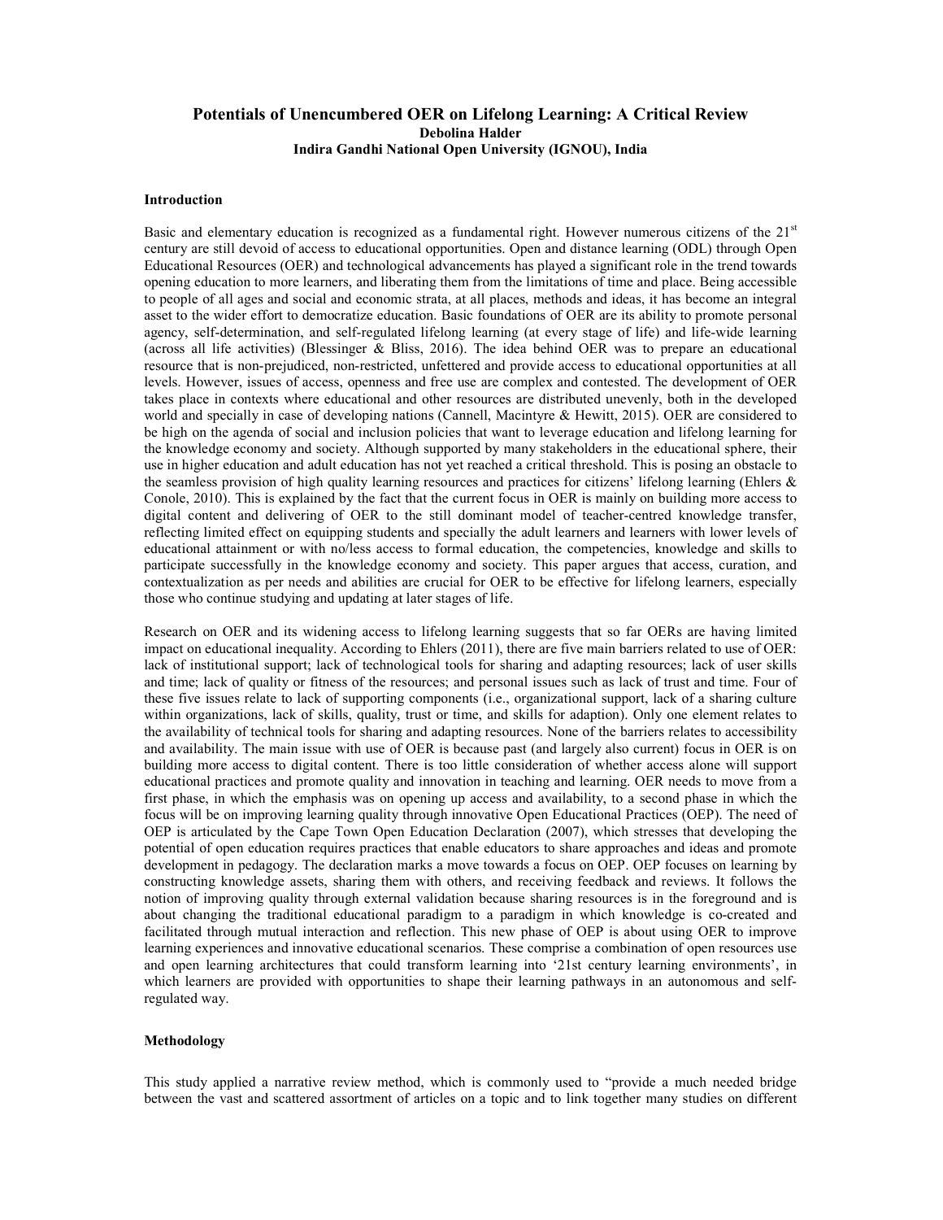# Potentials of Unencumbered OER on Lifelong Learning: A Critical Review

**Debolina Halder**
**Indira Gandhi National Open University (IGNOU), India**

## Introduction

Basic and elementary education is recognized as a fundamental right. However numerous citizens of the 21st century are still devoid of access to educational opportunities. Open and distance learning (ODL) through Open Educational Resources (OER) and technological advancements has played a significant role in the trend towards opening education to more learners, and liberating them from the limitations of time and place. Being accessible to people of all ages and social and economic strata, at all places, methods and ideas, it has become an integral asset to the wider effort to democratize education. Basic foundations of OER are its ability to promote personal agency, self-determination, and self-regulated lifelong learning (at every stage of life) and life-wide learning (across all life activities) (Blessinger & Bliss, 2016). The idea behind OER was to prepare an educational resource that is non-prejudiced, non-restricted, unfettered and provide access to educational opportunities at all levels. However, issues of access, openness and free use are complex and contested. The development of OER takes place in contexts where educational and other resources are distributed unevenly, both in the developed world and specially in case of developing nations (Cannell, Macintyre & Hewitt, 2015). OER are considered to be high on the agenda of social and inclusion policies that want to leverage education and lifelong learning for the knowledge economy and society. Although supported by many stakeholders in the educational sphere, their use in higher education and adult education has not yet reached a critical threshold. This is posing an obstacle to the seamless provision of high quality learning resources and practices for citizens' lifelong learning (Ehlers & Conole, 2010). This is explained by the fact that the current focus in OER is mainly on building more access to digital content and delivering of OER to the still dominant model of teacher-centred knowledge transfer, reflecting limited effect on equipping students and specially the adult learners and learners with lower levels of educational attainment or with no/less access to formal education, the competencies, knowledge and skills to participate successfully in the knowledge economy and society. This paper argues that access, curation, and contextualization as per needs and abilities are crucial for OER to be effective for lifelong learners, especially those who continue studying and updating at later stages of life.

Research on OER and its widening access to lifelong learning suggests that so far OERs are having limited impact on educational inequality. According to Ehlers (2011), there are five main barriers related to use of OER: lack of institutional support; lack of technological tools for sharing and adapting resources; lack of user skills and time; lack of quality or fitness of the resources; and personal issues such as lack of trust and time. Four of these five issues relate to lack of supporting components (i.e., organizational support, lack of a sharing culture within organizations, lack of skills, quality, trust or time, and skills for adaption). Only one element relates to the availability of technical tools for sharing and adapting resources. None of the barriers relates to accessibility and availability. The main issue with use of OER is because past (and largely also current) focus in OER is on building more access to digital content. There is too little consideration of whether access alone will support educational practices and promote quality and innovation in teaching and learning. OER needs to move from a first phase, in which the emphasis was on opening up access and availability, to a second phase in which the focus will be on improving learning quality through innovative Open Educational Practices (OEP). The need of OEP is articulated by the Cape Town Open Education Declaration (2007), which stresses that developing the potential of open education requires practices that enable educators to share approaches and ideas and promote development in pedagogy. The declaration marks a move towards a focus on OEP. OEP focuses on learning by constructing knowledge assets, sharing them with others, and receiving feedback and reviews. It follows the notion of improving quality through external validation because sharing resources is in the foreground and is about changing the traditional educational paradigm to a paradigm in which knowledge is co-created and facilitated through mutual interaction and reflection. This new phase of OEP is about using OER to improve learning experiences and innovative educational scenarios. These comprise a combination of open resources use and open learning architectures that could transform learning into '21st century learning environments', in which learners are provided with opportunities to shape their learning pathways in an autonomous and self-regulated way.

## Methodology

This study applied a narrative review method, which is commonly used to "provide a much needed bridge between the vast and scattered assortment of articles on a topic and to link together many studies on different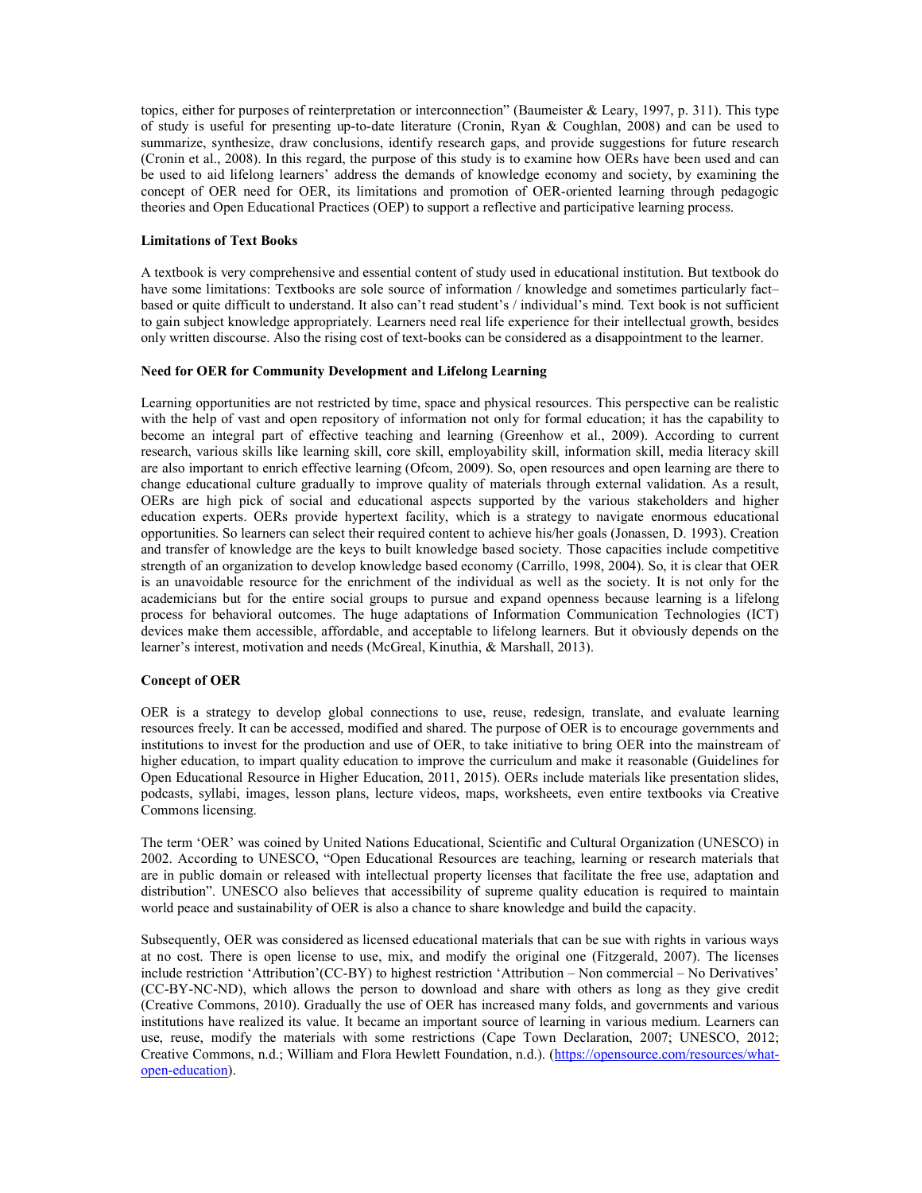topics, either for purposes of reinterpretation or interconnection" (Baumeister & Leary, 1997, p. 311). This type of study is useful for presenting up-to-date literature (Cronin, Ryan & Coughlan, 2008) and can be used to summarize, synthesize, draw conclusions, identify research gaps, and provide suggestions for future research (Cronin et al., 2008). In this regard, the purpose of this study is to examine how OERs have been used and can be used to aid lifelong learners' address the demands of knowledge economy and society, by examining the concept of OER need for OER, its limitations and promotion of OER-oriented learning through pedagogic theories and Open Educational Practices (OEP) to support a reflective and participative learning process.

**Limitations of Text Books**

A textbook is very comprehensive and essential content of study used in educational institution. But textbook do have some limitations: Textbooks are sole source of information / knowledge and sometimes particularly fact–based or quite difficult to understand. It also can't read student's / individual's mind. Text book is not sufficient to gain subject knowledge appropriately. Learners need real life experience for their intellectual growth, besides only written discourse. Also the rising cost of text-books can be considered as a disappointment to the learner.

**Need for OER for Community Development and Lifelong Learning**

Learning opportunities are not restricted by time, space and physical resources. This perspective can be realistic with the help of vast and open repository of information not only for formal education; it has the capability to become an integral part of effective teaching and learning (Greenhow et al., 2009). According to current research, various skills like learning skill, core skill, employability skill, information skill, media literacy skill are also important to enrich effective learning (Ofcom, 2009). So, open resources and open learning are there to change educational culture gradually to improve quality of materials through external validation. As a result, OERs are high pick of social and educational aspects supported by the various stakeholders and higher education experts. OERs provide hypertext facility, which is a strategy to navigate enormous educational opportunities. So learners can select their required content to achieve his/her goals (Jonassen, D. 1993). Creation and transfer of knowledge are the keys to built knowledge based society. Those capacities include competitive strength of an organization to develop knowledge based economy (Carrillo, 1998, 2004). So, it is clear that OER is an unavoidable resource for the enrichment of the individual as well as the society. It is not only for the academicians but for the entire social groups to pursue and expand openness because learning is a lifelong process for behavioral outcomes. The huge adaptations of Information Communication Technologies (ICT) devices make them accessible, affordable, and acceptable to lifelong learners. But it obviously depends on the learner's interest, motivation and needs (McGreal, Kinuthia, & Marshall, 2013).

**Concept of OER**

OER is a strategy to develop global connections to use, reuse, redesign, translate, and evaluate learning resources freely. It can be accessed, modified and shared. The purpose of OER is to encourage governments and institutions to invest for the production and use of OER, to take initiative to bring OER into the mainstream of higher education, to impart quality education to improve the curriculum and make it reasonable (Guidelines for Open Educational Resource in Higher Education, 2011, 2015). OERs include materials like presentation slides, podcasts, syllabi, images, lesson plans, lecture videos, maps, worksheets, even entire textbooks via Creative Commons licensing.

The term 'OER' was coined by United Nations Educational, Scientific and Cultural Organization (UNESCO) in 2002. According to UNESCO, "Open Educational Resources are teaching, learning or research materials that are in public domain or released with intellectual property licenses that facilitate the free use, adaptation and distribution". UNESCO also believes that accessibility of supreme quality education is required to maintain world peace and sustainability of OER is also a chance to share knowledge and build the capacity.

Subsequently, OER was considered as licensed educational materials that can be sue with rights in various ways at no cost. There is open license to use, mix, and modify the original one (Fitzgerald, 2007). The licenses include restriction 'Attribution'(CC-BY) to highest restriction 'Attribution – Non commercial – No Derivatives' (CC-BY-NC-ND), which allows the person to download and share with others as long as they give credit (Creative Commons, 2010). Gradually the use of OER has increased many folds, and governments and various institutions have realized its value. It became an important source of learning in various medium. Learners can use, reuse, modify the materials with some restrictions (Cape Town Declaration, 2007; UNESCO, 2012; Creative Commons, n.d.; William and Flora Hewlett Foundation, n.d.). (https://opensource.com/resources/what-open-education).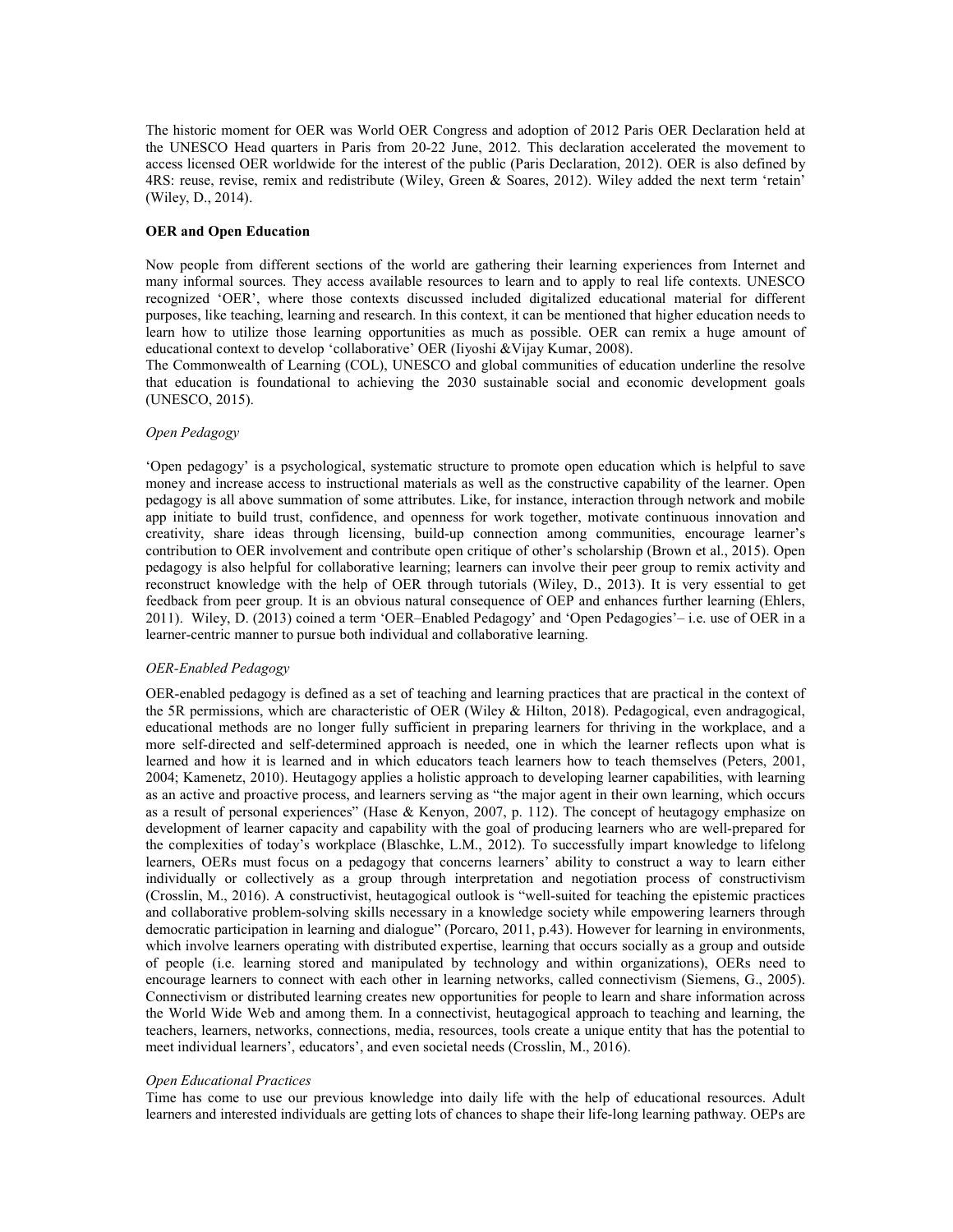The historic moment for OER was World OER Congress and adoption of 2012 Paris OER Declaration held at the UNESCO Head quarters in Paris from 20-22 June, 2012. This declaration accelerated the movement to access licensed OER worldwide for the interest of the public (Paris Declaration, 2012). OER is also defined by 4RS: reuse, revise, remix and redistribute (Wiley, Green & Soares, 2012). Wiley added the next term 'retain' (Wiley, D., 2014).

**OER and Open Education**

Now people from different sections of the world are gathering their learning experiences from Internet and many informal sources. They access available resources to learn and to apply to real life contexts. UNESCO recognized 'OER', where those contexts discussed included digitalized educational material for different purposes, like teaching, learning and research. In this context, it can be mentioned that higher education needs to learn how to utilize those learning opportunities as much as possible. OER can remix a huge amount of educational context to develop 'collaborative' OER (Iiyoshi &Vijay Kumar, 2008).

The Commonwealth of Learning (COL), UNESCO and global communities of education underline the resolve that education is foundational to achieving the 2030 sustainable social and economic development goals (UNESCO, 2015).

*Open Pedagogy*

'Open pedagogy' is a psychological, systematic structure to promote open education which is helpful to save money and increase access to instructional materials as well as the constructive capability of the learner. Open pedagogy is all above summation of some attributes. Like, for instance, interaction through network and mobile app initiate to build trust, confidence, and openness for work together, motivate continuous innovation and creativity, share ideas through licensing, build-up connection among communities, encourage learner's contribution to OER involvement and contribute open critique of other's scholarship (Brown et al., 2015). Open pedagogy is also helpful for collaborative learning; learners can involve their peer group to remix activity and reconstruct knowledge with the help of OER through tutorials (Wiley, D., 2013). It is very essential to get feedback from peer group. It is an obvious natural consequence of OEP and enhances further learning (Ehlers, 2011). Wiley, D. (2013) coined a term 'OER–Enabled Pedagogy' and 'Open Pedagogies'– i.e. use of OER in a learner-centric manner to pursue both individual and collaborative learning.

*OER-Enabled Pedagogy*

OER-enabled pedagogy is defined as a set of teaching and learning practices that are practical in the context of the 5R permissions, which are characteristic of OER (Wiley & Hilton, 2018). Pedagogical, even andragogical, educational methods are no longer fully sufficient in preparing learners for thriving in the workplace, and a more self-directed and self-determined approach is needed, one in which the learner reflects upon what is learned and how it is learned and in which educators teach learners how to teach themselves (Peters, 2001, 2004; Kamenetz, 2010). Heutagogy applies a holistic approach to developing learner capabilities, with learning as an active and proactive process, and learners serving as "the major agent in their own learning, which occurs as a result of personal experiences" (Hase & Kenyon, 2007, p. 112). The concept of heutagogy emphasize on development of learner capacity and capability with the goal of producing learners who are well-prepared for the complexities of today's workplace (Blaschke, L.M., 2012). To successfully impart knowledge to lifelong learners, OERs must focus on a pedagogy that concerns learners' ability to construct a way to learn either individually or collectively as a group through interpretation and negotiation process of constructivism (Crosslin, M., 2016). A constructivist, heutagogical outlook is "well-suited for teaching the epistemic practices and collaborative problem-solving skills necessary in a knowledge society while empowering learners through democratic participation in learning and dialogue" (Porcaro, 2011, p.43). However for learning in environments, which involve learners operating with distributed expertise, learning that occurs socially as a group and outside of people (i.e. learning stored and manipulated by technology and within organizations), OERs need to encourage learners to connect with each other in learning networks, called connectivism (Siemens, G., 2005). Connectivism or distributed learning creates new opportunities for people to learn and share information across the World Wide Web and among them. In a connectivist, heutagogical approach to teaching and learning, the teachers, learners, networks, connections, media, resources, tools create a unique entity that has the potential to meet individual learners', educators', and even societal needs (Crosslin, M., 2016).

*Open Educational Practices*

Time has come to use our previous knowledge into daily life with the help of educational resources. Adult learners and interested individuals are getting lots of chances to shape their life-long learning pathway. OEPs are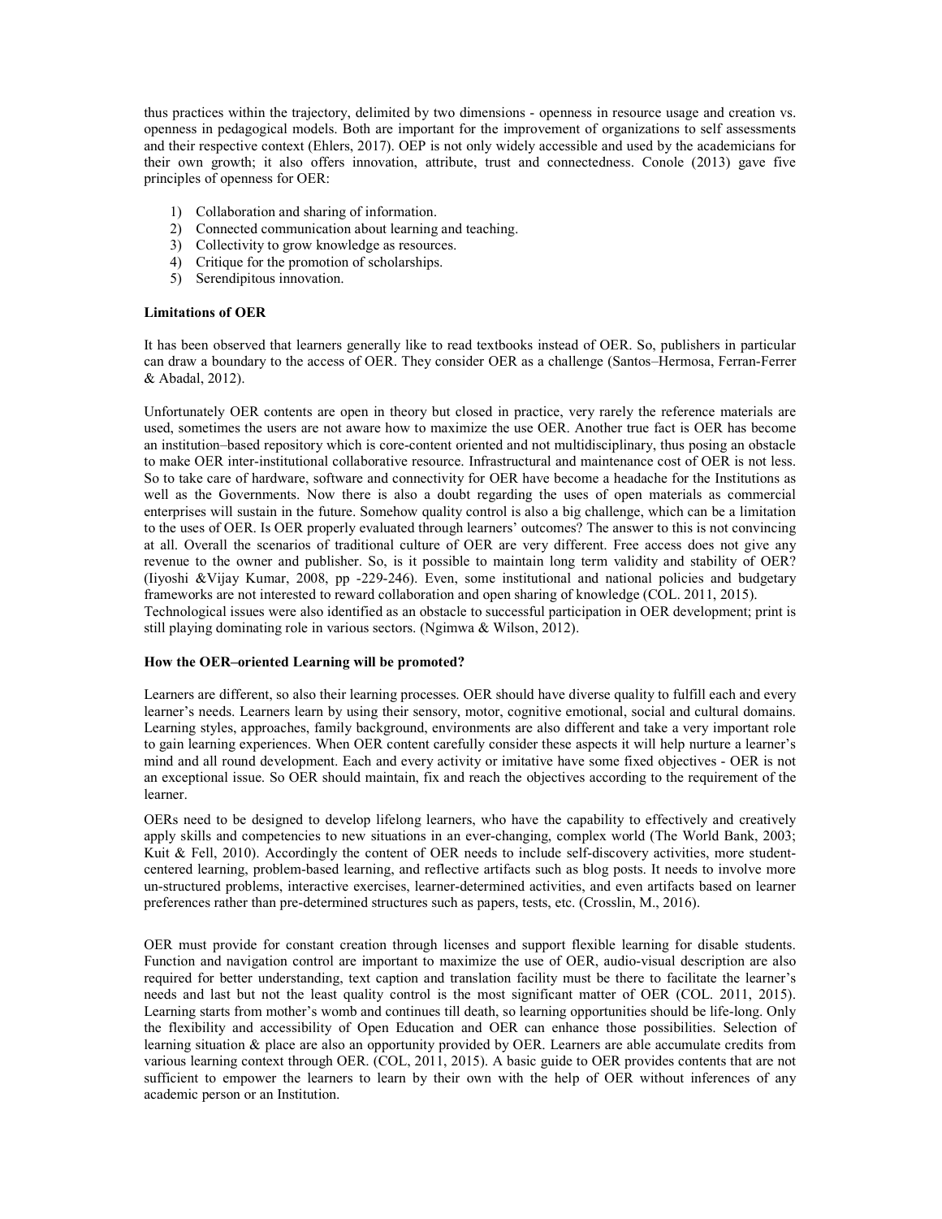thus practices within the trajectory, delimited by two dimensions - openness in resource usage and creation vs. openness in pedagogical models. Both are important for the improvement of organizations to self assessments and their respective context (Ehlers, 2017). OEP is not only widely accessible and used by the academicians for their own growth; it also offers innovation, attribute, trust and connectedness. Conole (2013) gave five principles of openness for OER:

1) Collaboration and sharing of information.
2) Connected communication about learning and teaching.
3) Collectivity to grow knowledge as resources.
4) Critique for the promotion of scholarships.
5) Serendipitous innovation.

**Limitations of OER**

It has been observed that learners generally like to read textbooks instead of OER. So, publishers in particular can draw a boundary to the access of OER. They consider OER as a challenge (Santos–Hermosa, Ferran-Ferrer & Abadal, 2012).

Unfortunately OER contents are open in theory but closed in practice, very rarely the reference materials are used, sometimes the users are not aware how to maximize the use OER. Another true fact is OER has become an institution–based repository which is core-content oriented and not multidisciplinary, thus posing an obstacle to make OER inter-institutional collaborative resource. Infrastructural and maintenance cost of OER is not less. So to take care of hardware, software and connectivity for OER have become a headache for the Institutions as well as the Governments. Now there is also a doubt regarding the uses of open materials as commercial enterprises will sustain in the future. Somehow quality control is also a big challenge, which can be a limitation to the uses of OER. Is OER properly evaluated through learners' outcomes? The answer to this is not convincing at all. Overall the scenarios of traditional culture of OER are very different. Free access does not give any revenue to the owner and publisher. So, is it possible to maintain long term validity and stability of OER? (Iiyoshi &Vijay Kumar, 2008, pp -229-246). Even, some institutional and national policies and budgetary frameworks are not interested to reward collaboration and open sharing of knowledge (COL. 2011, 2015). Technological issues were also identified as an obstacle to successful participation in OER development; print is still playing dominating role in various sectors. (Ngimwa & Wilson, 2012).

**How the OER–oriented Learning will be promoted?**

Learners are different, so also their learning processes. OER should have diverse quality to fulfill each and every learner's needs. Learners learn by using their sensory, motor, cognitive emotional, social and cultural domains. Learning styles, approaches, family background, environments are also different and take a very important role to gain learning experiences. When OER content carefully consider these aspects it will help nurture a learner's mind and all round development. Each and every activity or imitative have some fixed objectives - OER is not an exceptional issue. So OER should maintain, fix and reach the objectives according to the requirement of the learner.

OERs need to be designed to develop lifelong learners, who have the capability to effectively and creatively apply skills and competencies to new situations in an ever-changing, complex world (The World Bank, 2003; Kuit & Fell, 2010). Accordingly the content of OER needs to include self-discovery activities, more student-centered learning, problem-based learning, and reflective artifacts such as blog posts. It needs to involve more un-structured problems, interactive exercises, learner-determined activities, and even artifacts based on learner preferences rather than pre-determined structures such as papers, tests, etc. (Crosslin, M., 2016).

OER must provide for constant creation through licenses and support flexible learning for disable students. Function and navigation control are important to maximize the use of OER, audio-visual description are also required for better understanding, text caption and translation facility must be there to facilitate the learner's needs and last but not the least quality control is the most significant matter of OER (COL. 2011, 2015). Learning starts from mother's womb and continues till death, so learning opportunities should be life-long. Only the flexibility and accessibility of Open Education and OER can enhance those possibilities. Selection of learning situation & place are also an opportunity provided by OER. Learners are able accumulate credits from various learning context through OER. (COL, 2011, 2015). A basic guide to OER provides contents that are not sufficient to empower the learners to learn by their own with the help of OER without inferences of any academic person or an Institution.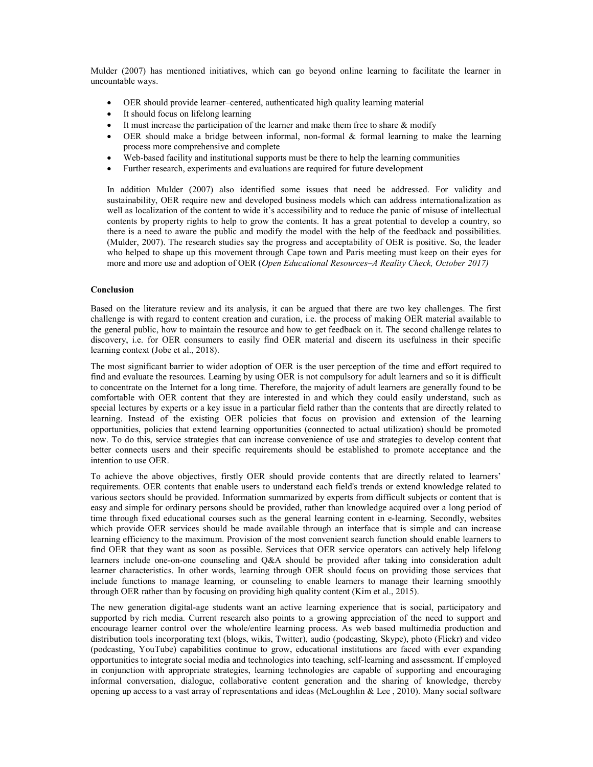Mulder (2007) has mentioned initiatives, which can go beyond online learning to facilitate the learner in uncountable ways.

- OER should provide learner–centered, authenticated high quality learning material
- It should focus on lifelong learning
- It must increase the participation of the learner and make them free to share & modify
- OER should make a bridge between informal, non-formal & formal learning to make the learning process more comprehensive and complete
- Web-based facility and institutional supports must be there to help the learning communities
- Further research, experiments and evaluations are required for future development

In addition Mulder (2007) also identified some issues that need be addressed. For validity and sustainability, OER require new and developed business models which can address internationalization as well as localization of the content to wide it's accessibility and to reduce the panic of misuse of intellectual contents by property rights to help to grow the contents. It has a great potential to develop a country, so there is a need to aware the public and modify the model with the help of the feedback and possibilities. (Mulder, 2007). The research studies say the progress and acceptability of OER is positive. So, the leader who helped to shape up this movement through Cape town and Paris meeting must keep on their eyes for more and more use and adoption of OER (*Open Educational Resources–A Reality Check, October 2017)*

**Conclusion**

Based on the literature review and its analysis, it can be argued that there are two key challenges. The first challenge is with regard to content creation and curation, i.e. the process of making OER material available to the general public, how to maintain the resource and how to get feedback on it. The second challenge relates to discovery, i.e. for OER consumers to easily find OER material and discern its usefulness in their specific learning context (Jobe et al., 2018).

The most significant barrier to wider adoption of OER is the user perception of the time and effort required to find and evaluate the resources. Learning by using OER is not compulsory for adult learners and so it is difficult to concentrate on the Internet for a long time. Therefore, the majority of adult learners are generally found to be comfortable with OER content that they are interested in and which they could easily understand, such as special lectures by experts or a key issue in a particular field rather than the contents that are directly related to learning. Instead of the existing OER policies that focus on provision and extension of the learning opportunities, policies that extend learning opportunities (connected to actual utilization) should be promoted now. To do this, service strategies that can increase convenience of use and strategies to develop content that better connects users and their specific requirements should be established to promote acceptance and the intention to use OER.

To achieve the above objectives, firstly OER should provide contents that are directly related to learners' requirements. OER contents that enable users to understand each field's trends or extend knowledge related to various sectors should be provided. Information summarized by experts from difficult subjects or content that is easy and simple for ordinary persons should be provided, rather than knowledge acquired over a long period of time through fixed educational courses such as the general learning content in e-learning. Secondly, websites which provide OER services should be made available through an interface that is simple and can increase learning efficiency to the maximum. Provision of the most convenient search function should enable learners to find OER that they want as soon as possible. Services that OER service operators can actively help lifelong learners include one-on-one counseling and Q&A should be provided after taking into consideration adult learner characteristics. In other words, learning through OER should focus on providing those services that include functions to manage learning, or counseling to enable learners to manage their learning smoothly through OER rather than by focusing on providing high quality content (Kim et al., 2015).

The new generation digital-age students want an active learning experience that is social, participatory and supported by rich media. Current research also points to a growing appreciation of the need to support and encourage learner control over the whole/entire learning process. As web based multimedia production and distribution tools incorporating text (blogs, wikis, Twitter), audio (podcasting, Skype), photo (Flickr) and video (podcasting, YouTube) capabilities continue to grow, educational institutions are faced with ever expanding opportunities to integrate social media and technologies into teaching, self-learning and assessment. If employed in conjunction with appropriate strategies, learning technologies are capable of supporting and encouraging informal conversation, dialogue, collaborative content generation and the sharing of knowledge, thereby opening up access to a vast array of representations and ideas (McLoughlin & Lee , 2010). Many social software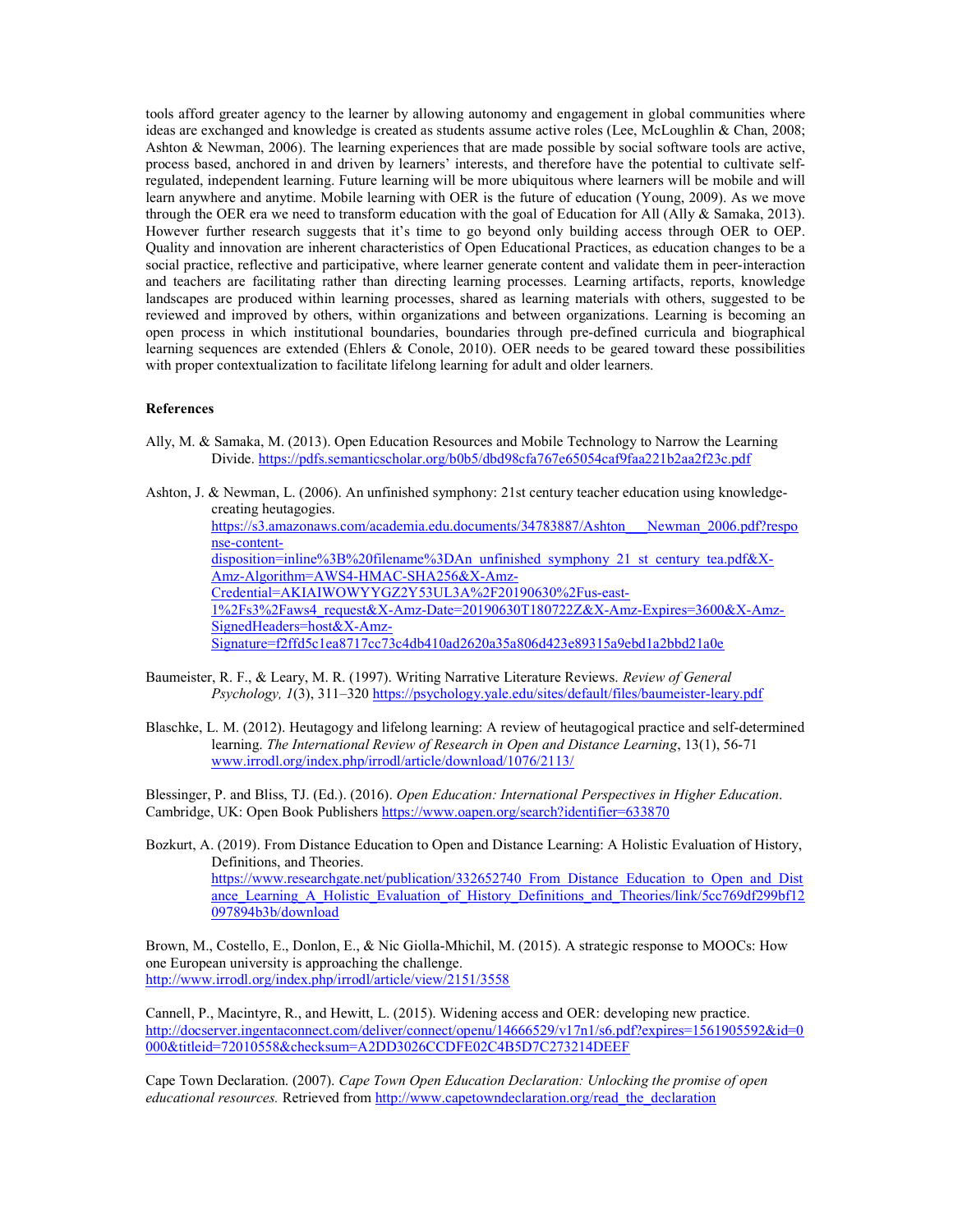tools afford greater agency to the learner by allowing autonomy and engagement in global communities where ideas are exchanged and knowledge is created as students assume active roles (Lee, McLoughlin & Chan, 2008; Ashton & Newman, 2006). The learning experiences that are made possible by social software tools are active, process based, anchored in and driven by learners' interests, and therefore have the potential to cultivate self-regulated, independent learning. Future learning will be more ubiquitous where learners will be mobile and will learn anywhere and anytime. Mobile learning with OER is the future of education (Young, 2009). As we move through the OER era we need to transform education with the goal of Education for All (Ally & Samaka, 2013). However further research suggests that it's time to go beyond only building access through OER to OEP. Quality and innovation are inherent characteristics of Open Educational Practices, as education changes to be a social practice, reflective and participative, where learner generate content and validate them in peer-interaction and teachers are facilitating rather than directing learning processes. Learning artifacts, reports, knowledge landscapes are produced within learning processes, shared as learning materials with others, suggested to be reviewed and improved by others, within organizations and between organizations. Learning is becoming an open process in which institutional boundaries, boundaries through pre-defined curricula and biographical learning sequences are extended (Ehlers & Conole, 2010). OER needs to be geared toward these possibilities with proper contextualization to facilitate lifelong learning for adult and older learners.

**References**

Ally, M. & Samaka, M. (2013). Open Education Resources and Mobile Technology to Narrow the Learning Divide. https://pdfs.semanticscholar.org/b0b5/dbd98cfa767e65054caf9faa221b2aa2f23c.pdf

Ashton, J. & Newman, L. (2006). An unfinished symphony: 21st century teacher education using knowledge-creating heutagogies. https://s3.amazonaws.com/academia.edu.documents/34783887/Ashton___Newman_2006.pdf?response-content-disposition=inline%3B%20filename%3DAn_unfinished_symphony_21_st_century_tea.pdf&X-Amz-Algorithm=AWS4-HMAC-SHA256&X-Amz-Credential=AKIAIWOWYYGZ2Y53UL3A%2F20190630%2Fus-east-1%2Fs3%2Faws4_request&X-Amz-Date=20190630T180722Z&X-Amz-Expires=3600&X-Amz-SignedHeaders=host&X-Amz-Signature=f2ffd5c1ea8717cc73c4db410ad2620a35a806d423e89315a9ebd1a2bbd21a0e

Baumeister, R. F., & Leary, M. R. (1997). Writing Narrative Literature Reviews. *Review of General Psychology, 1*(3), 311–320 https://psychology.yale.edu/sites/default/files/baumeister-leary.pdf

Blaschke, L. M. (2012). Heutagogy and lifelong learning: A review of heutagogical practice and self-determined learning. *The International Review of Research in Open and Distance Learning*, 13(1), 56-71 www.irrodl.org/index.php/irrodl/article/download/1076/2113/

Blessinger, P. and Bliss, TJ. (Ed.). (2016). *Open Education: International Perspectives in Higher Education*. Cambridge, UK: Open Book Publishers https://www.oapen.org/search?identifier=633870

Bozkurt, A. (2019). From Distance Education to Open and Distance Learning: A Holistic Evaluation of History, Definitions, and Theories. https://www.researchgate.net/publication/332652740_From_Distance_Education_to_Open_and_Distance_Learning_A_Holistic_Evaluation_of_History_Definitions_and_Theories/link/5cc769df299bf12097894b3b/download

Brown, M., Costello, E., Donlon, E., & Nic Giolla-Mhichil, M. (2015). A strategic response to MOOCs: How one European university is approaching the challenge. http://www.irrodl.org/index.php/irrodl/article/view/2151/3558

Cannell, P., Macintyre, R., and Hewitt, L. (2015). Widening access and OER: developing new practice. http://docserver.ingentaconnect.com/deliver/connect/openu/14666529/v17n1/s6.pdf?expires=1561905592&id=0000&titleid=72010558&checksum=A2DD3026CCDFE02C4B5D7C273214DEEF

Cape Town Declaration. (2007). *Cape Town Open Education Declaration: Unlocking the promise of open educational resources.* Retrieved from http://www.capetowndeclaration.org/read_the_declaration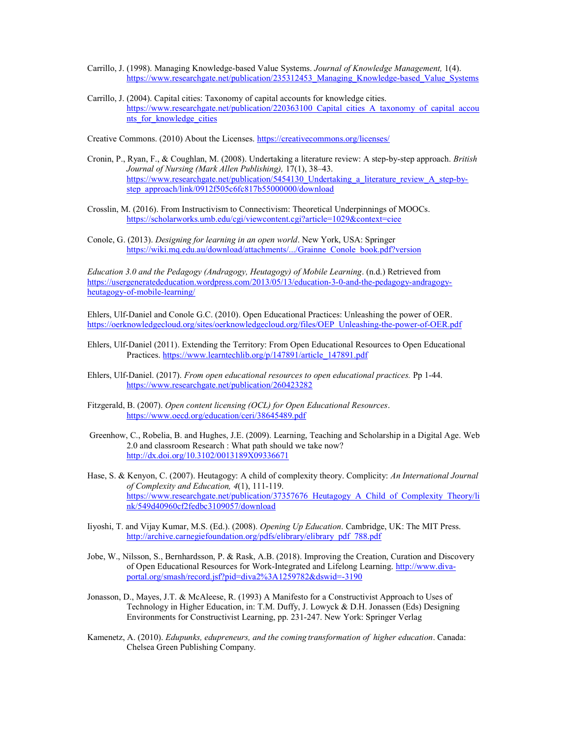Carrillo, J. (1998). Managing Knowledge-based Value Systems. *Journal of Knowledge Management,* 1(4). https://www.researchgate.net/publication/235312453_Managing_Knowledge-based_Value_Systems

Carrillo, J. (2004). Capital cities: Taxonomy of capital accounts for knowledge cities. https://www.researchgate.net/publication/220363100_Capital_cities_A_taxonomy_of_capital_accounts_for_knowledge_cities

Creative Commons. (2010) About the Licenses. https://creativecommons.org/licenses/

Cronin, P., Ryan, F., & Coughlan, M. (2008). Undertaking a literature review: A step-by-step approach. *British Journal of Nursing (Mark Allen Publishing),* 17(1), 38–43. https://www.researchgate.net/publication/5454130_Undertaking_a_literature_review_A_step-by-step_approach/link/0912f505c6fc817b55000000/download

Crosslin, M. (2016). From Instructivism to Connectivism: Theoretical Underpinnings of MOOCs. https://scholarworks.umb.edu/cgi/viewcontent.cgi?article=1029&context=ciee

Conole, G. (2013). *Designing for learning in an open world*. New York, USA: Springer https://wiki.mq.edu.au/download/attachments/.../Grainne_Conole_book.pdf?version

*Education 3.0 and the Pedagogy (Andragogy, Heutagogy) of Mobile Learning*. (n.d.) Retrieved from https://usergeneratededucation.wordpress.com/2013/05/13/education-3-0-and-the-pedagogy-andragogy-heutagogy-of-mobile-learning/

Ehlers, Ulf-Daniel and Conole G.C. (2010). Open Educational Practices: Unleashing the power of OER. https://oerknowledgecloud.org/sites/oerknowledgecloud.org/files/OEP_Unleashing-the-power-of-OER.pdf

Ehlers, Ulf-Daniel (2011). Extending the Territory: From Open Educational Resources to Open Educational Practices. https://www.learntechlib.org/p/147891/article_147891.pdf

Ehlers, Ulf-Daniel. (2017). *From open educational resources to open educational practices.* Pp 1-44. https://www.researchgate.net/publication/260423282

Fitzgerald, B. (2007). *Open content licensing (OCL) for Open Educational Resources*. https://www.oecd.org/education/ceri/38645489.pdf

Greenhow, C., Robelia, B. and Hughes, J.E. (2009). Learning, Teaching and Scholarship in a Digital Age. Web 2.0 and classroom Research : What path should we take now? http://dx.doi.org/10.3102/0013189X09336671

Hase, S. & Kenyon, C. (2007). Heutagogy: A child of complexity theory. Complicity: *An International Journal of Complexity and Education, 4*(1), 111-119. https://www.researchgate.net/publication/37357676_Heutagogy_A_Child_of_Complexity_Theory/link/549d40960cf2fedbc3109057/download

Iiyoshi, T. and Vijay Kumar, M.S. (Ed.). (2008). *Opening Up Education*. Cambridge, UK: The MIT Press. http://archive.carnegiefoundation.org/pdfs/elibrary/elibrary_pdf_788.pdf

Jobe, W., Nilsson, S., Bernhardsson, P. & Rask, A.B. (2018). Improving the Creation, Curation and Discovery of Open Educational Resources for Work-Integrated and Lifelong Learning. http://www.diva-portal.org/smash/record.jsf?pid=diva2%3A1259782&dswid=-3190

Jonasson, D., Mayes, J.T. & McAleese, R. (1993) A Manifesto for a Constructivist Approach to Uses of Technology in Higher Education, in: T.M. Duffy, J. Lowyck & D.H. Jonassen (Eds) Designing Environments for Constructivist Learning, pp. 231-247. New York: Springer Verlag

Kamenetz, A. (2010). *Edupunks, edupreneurs, and the coming transformation of higher education*. Canada: Chelsea Green Publishing Company.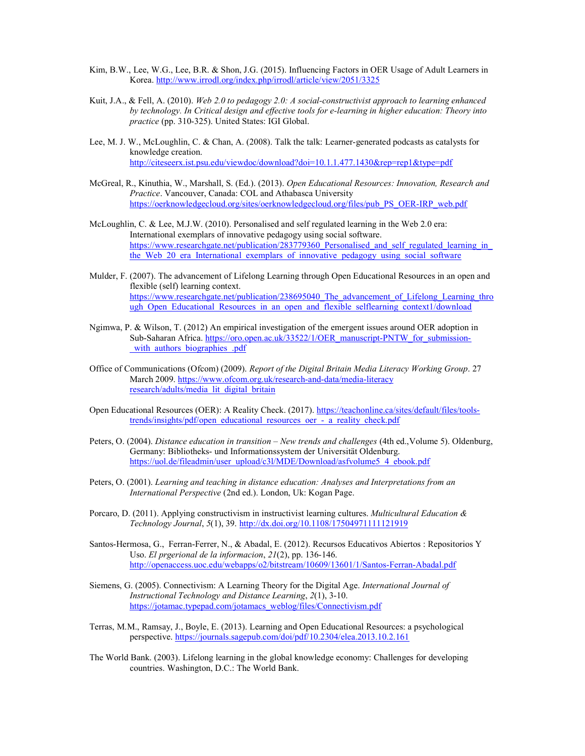Kim, B.W., Lee, W.G., Lee, B.R. & Shon, J.G. (2015). Influencing Factors in OER Usage of Adult Learners in Korea. http://www.irrodl.org/index.php/irrodl/article/view/2051/3325

Kuit, J.A., & Fell, A. (2010). *Web 2.0 to pedagogy 2.0: A social-constructivist approach to learning enhanced by technology. In Critical design and effective tools for e-learning in higher education: Theory into practice* (pp. 310-325). United States: IGI Global.

Lee, M. J. W., McLoughlin, C. & Chan, A. (2008). Talk the talk: Learner-generated podcasts as catalysts for knowledge creation. http://citeseerx.ist.psu.edu/viewdoc/download?doi=10.1.1.477.1430&rep=rep1&type=pdf

McGreal, R., Kinuthia, W., Marshall, S. (Ed.). (2013). *Open Educational Resources: Innovation, Research and Practice*. Vancouver, Canada: COL and Athabasca University https://oerknowledgecloud.org/sites/oerknowledgecloud.org/files/pub_PS_OER-IRP_web.pdf

McLoughlin, C. & Lee, M.J.W. (2010). Personalised and self regulated learning in the Web 2.0 era: International exemplars of innovative pedagogy using social software. https://www.researchgate.net/publication/283779360_Personalised_and_self_regulated_learning_in_the_Web_20_era_International_exemplars_of_innovative_pedagogy_using_social_software

Mulder, F. (2007). The advancement of Lifelong Learning through Open Educational Resources in an open and flexible (self) learning context. https://www.researchgate.net/publication/238695040_The_advancement_of_Lifelong_Learning_through_Open_Educational_Resources_in_an_open_and_flexible_selflearning_context1/download

Ngimwa, P. & Wilson, T. (2012) An empirical investigation of the emergent issues around OER adoption in Sub-Saharan Africa. https://oro.open.ac.uk/33522/1/OER_manuscript-PNTW_for_submission-_with_authors_biographies_.pdf

Office of Communications (Ofcom) (2009). *Report of the Digital Britain Media Literacy Working Group*. 27 March 2009. https://www.ofcom.org.uk/research-and-data/media-literacy research/adults/media_lit_digital_britain

Open Educational Resources (OER): A Reality Check. (2017). https://teachonline.ca/sites/default/files/tools-trends/insights/pdf/open_educational_resources_oer_-_a_reality_check.pdf

Peters, O. (2004). *Distance education in transition – New trends and challenges* (4th ed.,Volume 5). Oldenburg, Germany: Bibliotheks- und Informationssystem der Universität Oldenburg. https://uol.de/fileadmin/user_upload/c3l/MDE/Download/asfvolume5_4_ebook.pdf

Peters, O. (2001). *Learning and teaching in distance education: Analyses and Interpretations from an International Perspective* (2nd ed.). London, Uk: Kogan Page.

Porcaro, D. (2011). Applying constructivism in instructivist learning cultures. *Multicultural Education & Technology Journal*, *5*(1), 39. http://dx.doi.org/10.1108/17504971111121919

Santos-Hermosa, G., Ferran-Ferrer, N., & Abadal, E. (2012). Recursos Educativos Abiertos : Repositorios Y Uso. *El prgerional de la informacion*, *21*(2), pp. 136-146. http://openaccess.uoc.edu/webapps/o2/bitstream/10609/13601/1/Santos-Ferran-Abadal.pdf

Siemens, G. (2005). Connectivism: A Learning Theory for the Digital Age. *International Journal of Instructional Technology and Distance Learning*, *2*(1), 3-10. https://jotamac.typepad.com/jotamacs_weblog/files/Connectivism.pdf

Terras, M.M., Ramsay, J., Boyle, E. (2013). Learning and Open Educational Resources: a psychological perspective. https://journals.sagepub.com/doi/pdf/10.2304/elea.2013.10.2.161

The World Bank. (2003). Lifelong learning in the global knowledge economy: Challenges for developing countries. Washington, D.C.: The World Bank.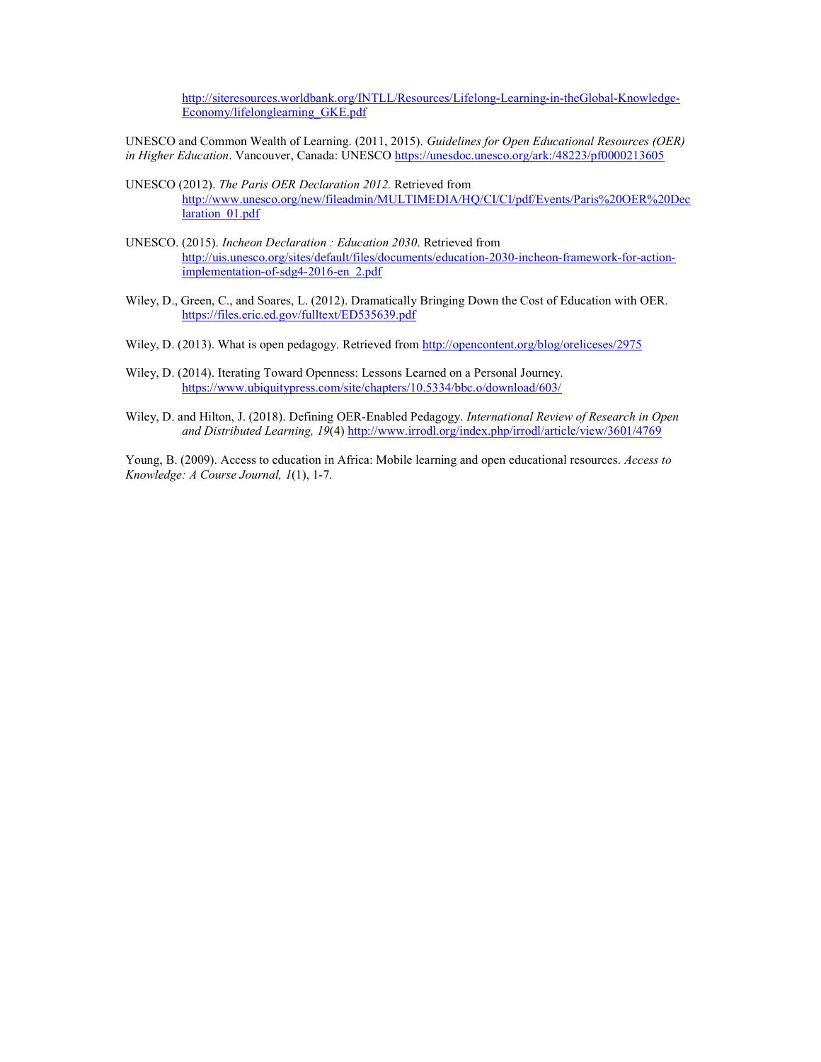http://siteresources.worldbank.org/INTLL/Resources/Lifelong-Learning-in-theGlobal-Knowledge-Economy/lifelonglearning_GKE.pdf

UNESCO and Common Wealth of Learning. (2011, 2015). *Guidelines for Open Educational Resources (OER) in Higher Education*. Vancouver, Canada: UNESCO https://unesdoc.unesco.org/ark:/48223/pf0000213605

UNESCO (2012). *The Paris OER Declaration 2012.* Retrieved from http://www.unesco.org/new/fileadmin/MULTIMEDIA/HQ/CI/CI/pdf/Events/Paris%20OER%20Declaration_01.pdf

UNESCO. (2015). *Incheon Declaration : Education 2030*. Retrieved from http://uis.unesco.org/sites/default/files/documents/education-2030-incheon-framework-for-action-implementation-of-sdg4-2016-en_2.pdf

Wiley, D., Green, C., and Soares, L. (2012). Dramatically Bringing Down the Cost of Education with OER. https://files.eric.ed.gov/fulltext/ED535639.pdf

Wiley, D. (2013). What is open pedagogy. Retrieved from http://opencontent.org/blog/oreliceses/2975

Wiley, D. (2014). Iterating Toward Openness: Lessons Learned on a Personal Journey. https://www.ubiquitypress.com/site/chapters/10.5334/bbc.o/download/603/

Wiley, D. and Hilton, J. (2018). Defining OER-Enabled Pedagogy. *International Review of Research in Open and Distributed Learning, 19*(4) http://www.irrodl.org/index.php/irrodl/article/view/3601/4769

Young, B. (2009). Access to education in Africa: Mobile learning and open educational resources. *Access to Knowledge: A Course Journal, 1*(1), 1-7.